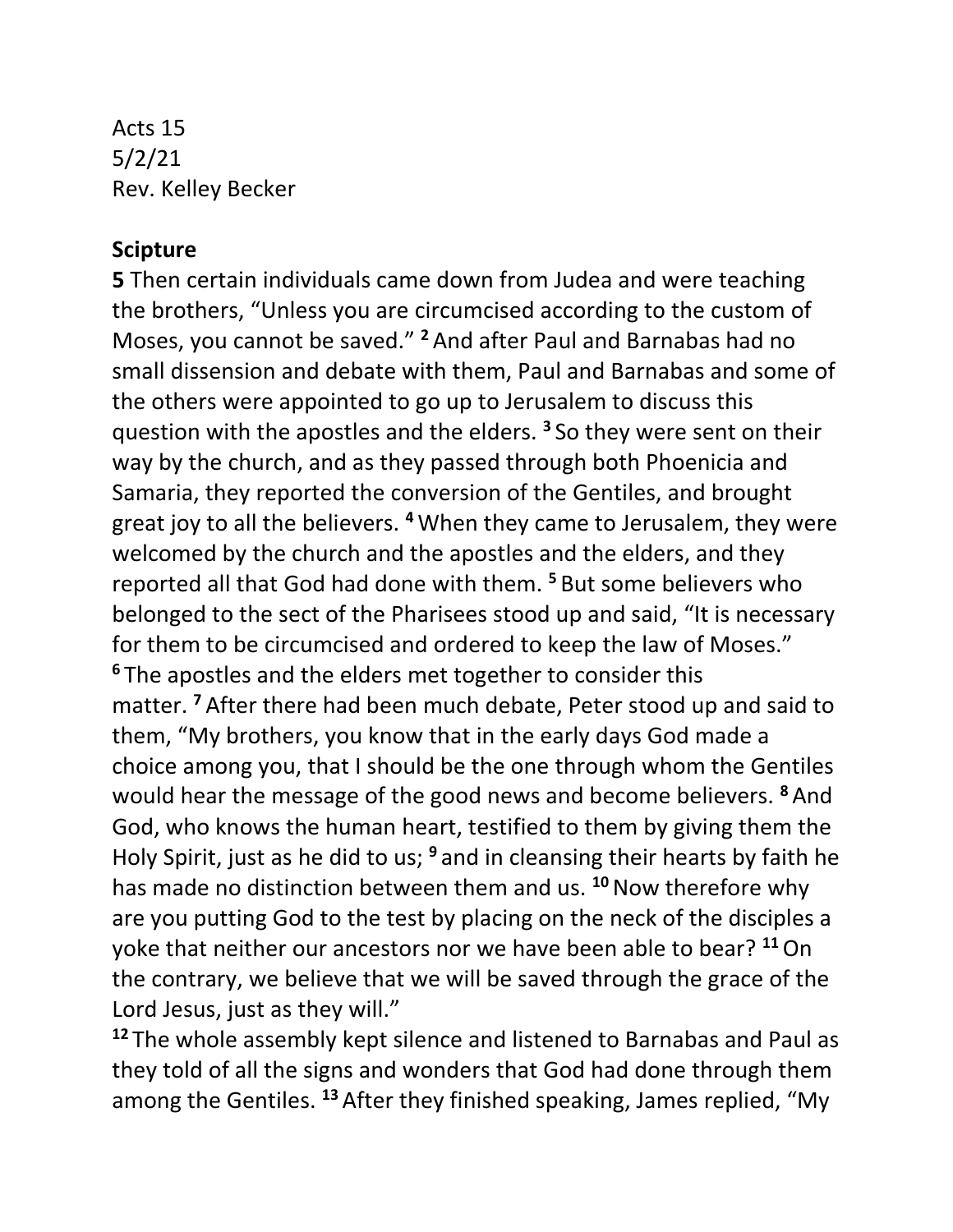Acts 15
5/2/21
Rev. Kelley Becker

**Scipture**

**5** Then certain individuals came down from Judea and were teaching the brothers, "Unless you are circumcised according to the custom of Moses, you cannot be saved." **2** And after Paul and Barnabas had no small dissension and debate with them, Paul and Barnabas and some of the others were appointed to go up to Jerusalem to discuss this question with the apostles and the elders. **3** So they were sent on their way by the church, and as they passed through both Phoenicia and Samaria, they reported the conversion of the Gentiles, and brought great joy to all the believers. **4** When they came to Jerusalem, they were welcomed by the church and the apostles and the elders, and they reported all that God had done with them. **5** But some believers who belonged to the sect of the Pharisees stood up and said, "It is necessary for them to be circumcised and ordered to keep the law of Moses."

**6** The apostles and the elders met together to consider this matter. **7** After there had been much debate, Peter stood up and said to them, "My brothers, you know that in the early days God made a choice among you, that I should be the one through whom the Gentiles would hear the message of the good news and become believers. **8** And God, who knows the human heart, testified to them by giving them the Holy Spirit, just as he did to us; **9** and in cleansing their hearts by faith he has made no distinction between them and us. **10** Now therefore why are you putting God to the test by placing on the neck of the disciples a yoke that neither our ancestors nor we have been able to bear? **11** On the contrary, we believe that we will be saved through the grace of the Lord Jesus, just as they will."

**12** The whole assembly kept silence and listened to Barnabas and Paul as they told of all the signs and wonders that God had done through them among the Gentiles. **13** After they finished speaking, James replied, "My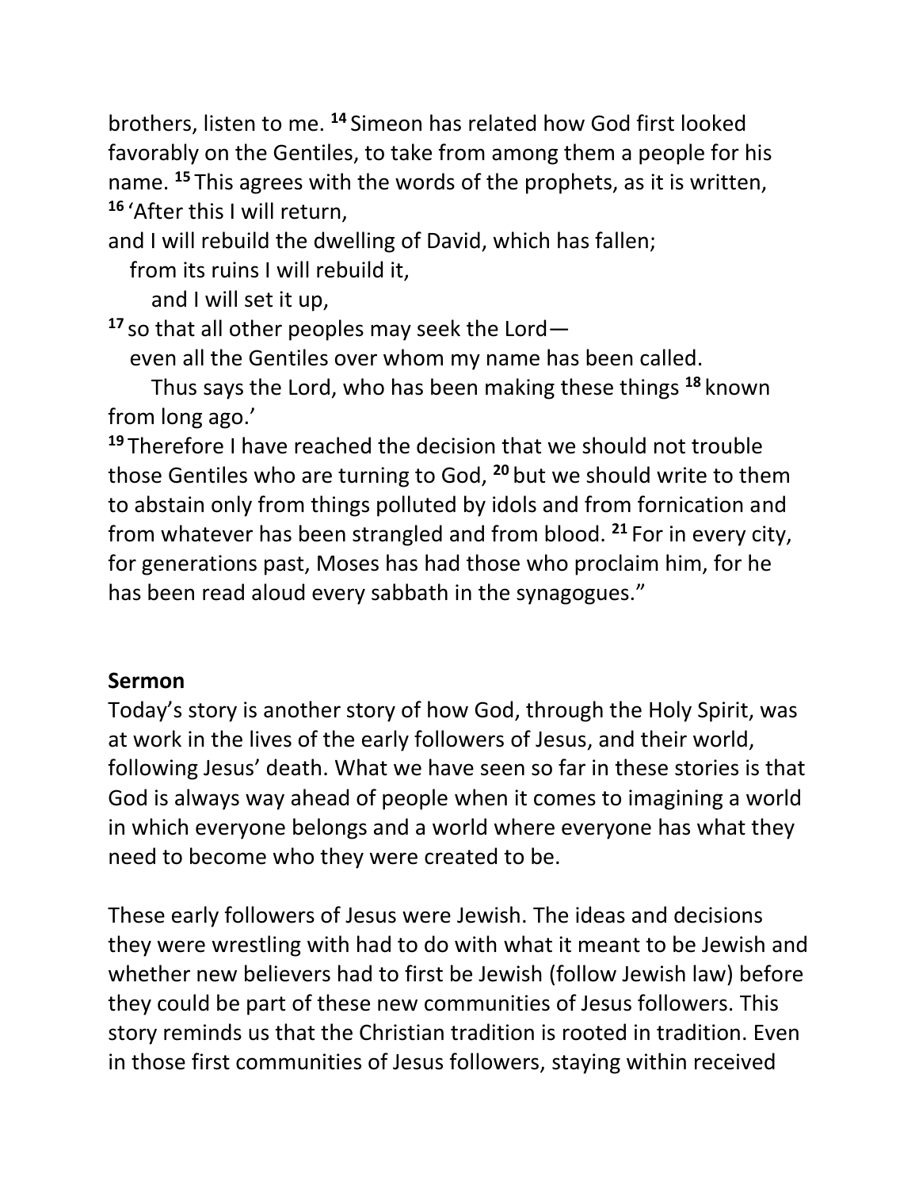brothers, listen to me. [14] Simeon has related how God first looked favorably on the Gentiles, to take from among them a people for his name. [15] This agrees with the words of the prophets, as it is written,
[16] 'After this I will return,
and I will rebuild the dwelling of David, which has fallen;
from its ruins I will rebuild it,
and I will set it up,
[17] so that all other peoples may seek the Lord—
even all the Gentiles over whom my name has been called.
Thus says the Lord, who has been making these things [18] known from long ago.'
[19] Therefore I have reached the decision that we should not trouble those Gentiles who are turning to God, [20] but we should write to them to abstain only from things polluted by idols and from fornication and from whatever has been strangled and from blood. [21] For in every city, for generations past, Moses has had those who proclaim him, for he has been read aloud every sabbath in the synagogues."

**Sermon**

Today's story is another story of how God, through the Holy Spirit, was at work in the lives of the early followers of Jesus, and their world, following Jesus' death. What we have seen so far in these stories is that God is always way ahead of people when it comes to imagining a world in which everyone belongs and a world where everyone has what they need to become who they were created to be.

These early followers of Jesus were Jewish. The ideas and decisions they were wrestling with had to do with what it meant to be Jewish and whether new believers had to first be Jewish (follow Jewish law) before they could be part of these new communities of Jesus followers. This story reminds us that the Christian tradition is rooted in tradition. Even in those first communities of Jesus followers, staying within received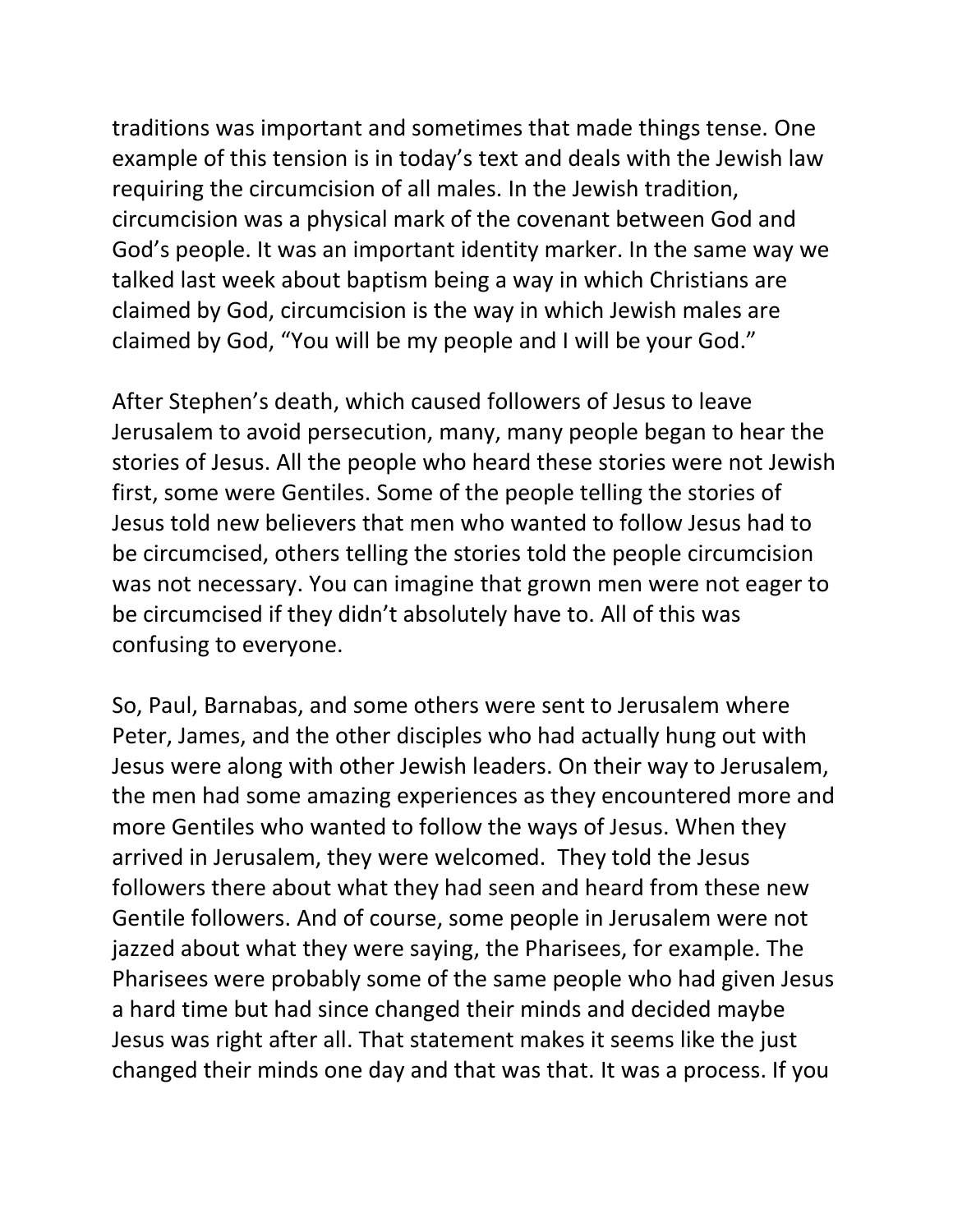traditions was important and sometimes that made things tense. One example of this tension is in today's text and deals with the Jewish law requiring the circumcision of all males. In the Jewish tradition, circumcision was a physical mark of the covenant between God and God's people. It was an important identity marker. In the same way we talked last week about baptism being a way in which Christians are claimed by God, circumcision is the way in which Jewish males are claimed by God, "You will be my people and I will be your God."

After Stephen's death, which caused followers of Jesus to leave Jerusalem to avoid persecution, many, many people began to hear the stories of Jesus. All the people who heard these stories were not Jewish first, some were Gentiles. Some of the people telling the stories of Jesus told new believers that men who wanted to follow Jesus had to be circumcised, others telling the stories told the people circumcision was not necessary. You can imagine that grown men were not eager to be circumcised if they didn't absolutely have to. All of this was confusing to everyone.

So, Paul, Barnabas, and some others were sent to Jerusalem where Peter, James, and the other disciples who had actually hung out with Jesus were along with other Jewish leaders. On their way to Jerusalem, the men had some amazing experiences as they encountered more and more Gentiles who wanted to follow the ways of Jesus. When they arrived in Jerusalem, they were welcomed. They told the Jesus followers there about what they had seen and heard from these new Gentile followers. And of course, some people in Jerusalem were not jazzed about what they were saying, the Pharisees, for example. The Pharisees were probably some of the same people who had given Jesus a hard time but had since changed their minds and decided maybe Jesus was right after all. That statement makes it seems like the just changed their minds one day and that was that. It was a process. If you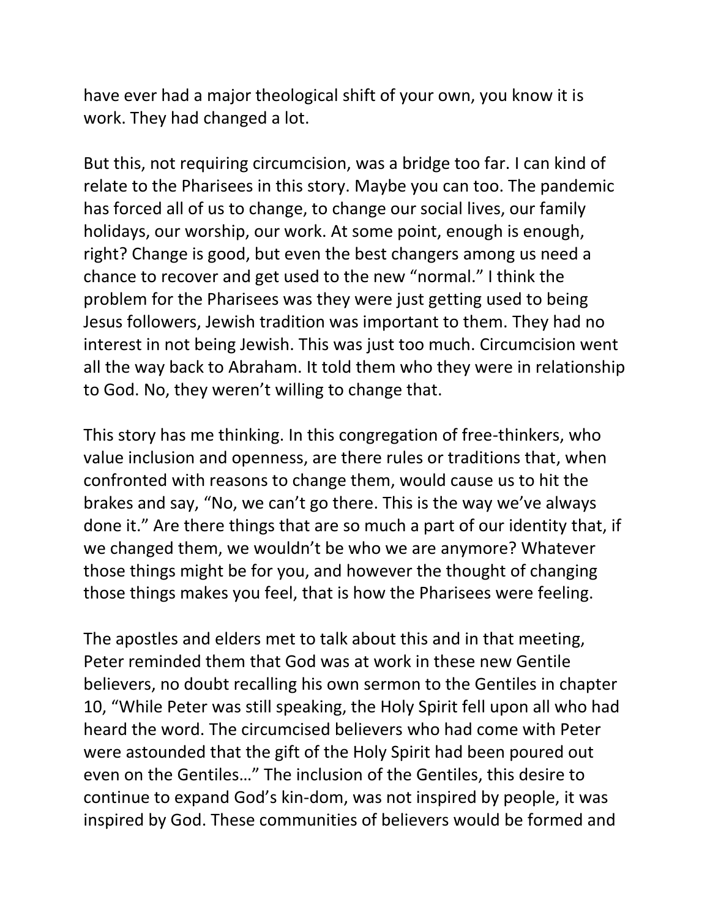have ever had a major theological shift of your own, you know it is work. They had changed a lot.

But this, not requiring circumcision, was a bridge too far. I can kind of relate to the Pharisees in this story. Maybe you can too. The pandemic has forced all of us to change, to change our social lives, our family holidays, our worship, our work. At some point, enough is enough, right? Change is good, but even the best changers among us need a chance to recover and get used to the new "normal." I think the problem for the Pharisees was they were just getting used to being Jesus followers, Jewish tradition was important to them. They had no interest in not being Jewish. This was just too much. Circumcision went all the way back to Abraham. It told them who they were in relationship to God. No, they weren't willing to change that.

This story has me thinking. In this congregation of free-thinkers, who value inclusion and openness, are there rules or traditions that, when confronted with reasons to change them, would cause us to hit the brakes and say, "No, we can't go there. This is the way we've always done it." Are there things that are so much a part of our identity that, if we changed them, we wouldn't be who we are anymore? Whatever those things might be for you, and however the thought of changing those things makes you feel, that is how the Pharisees were feeling.

The apostles and elders met to talk about this and in that meeting, Peter reminded them that God was at work in these new Gentile believers, no doubt recalling his own sermon to the Gentiles in chapter 10, "While Peter was still speaking, the Holy Spirit fell upon all who had heard the word. The circumcised believers who had come with Peter were astounded that the gift of the Holy Spirit had been poured out even on the Gentiles…" The inclusion of the Gentiles, this desire to continue to expand God's kin-dom, was not inspired by people, it was inspired by God. These communities of believers would be formed and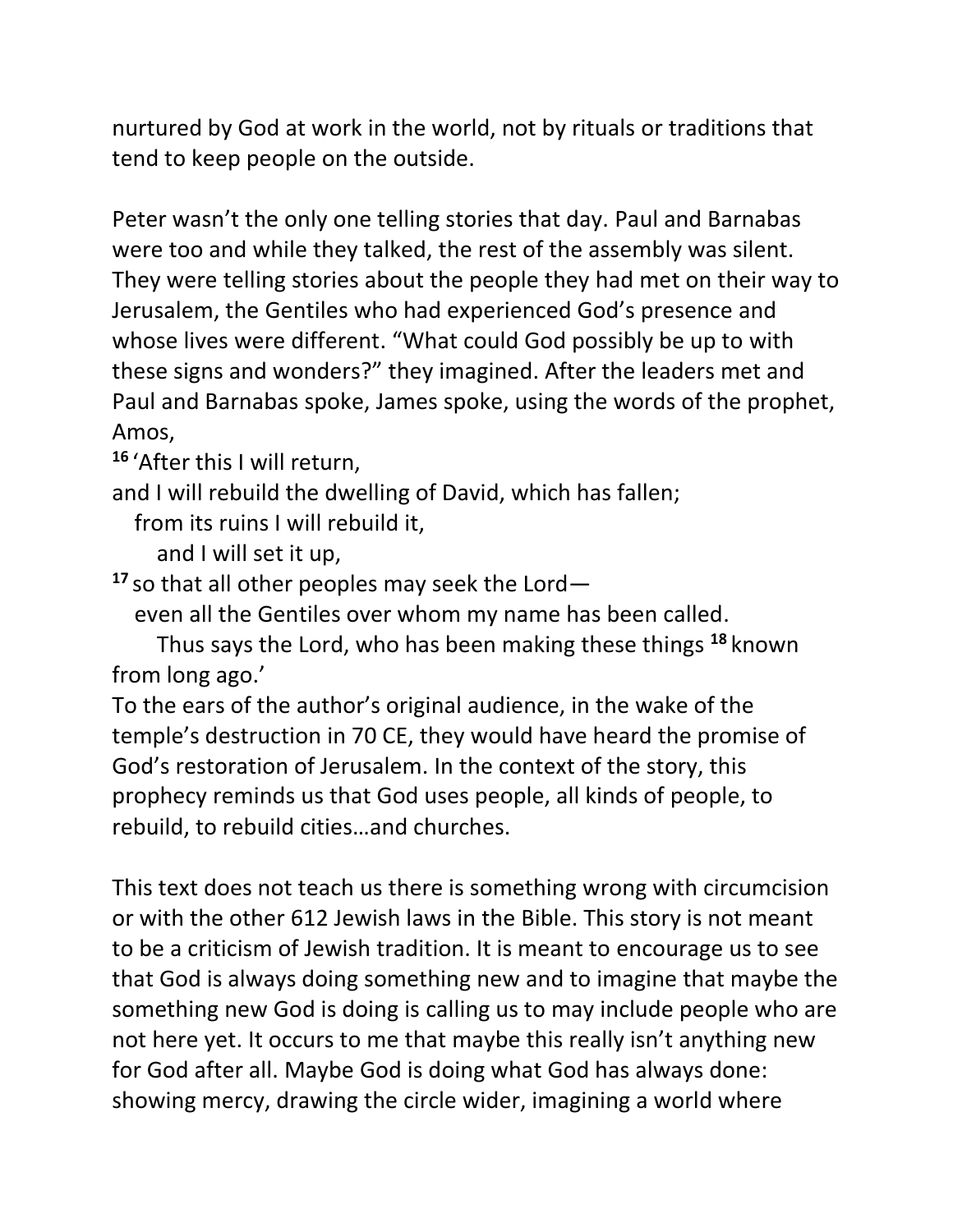nurtured by God at work in the world, not by rituals or traditions that tend to keep people on the outside.

Peter wasn't the only one telling stories that day. Paul and Barnabas were too and while they talked, the rest of the assembly was silent. They were telling stories about the people they had met on their way to Jerusalem, the Gentiles who had experienced God's presence and whose lives were different. "What could God possibly be up to with these signs and wonders?" they imagined. After the leaders met and Paul and Barnabas spoke, James spoke, using the words of the prophet, Amos,

**16** 'After this I will return,
and I will rebuild the dwelling of David, which has fallen;
  from its ruins I will rebuild it,
    and I will set it up,
**17** so that all other peoples may seek the Lord—
  even all the Gentiles over whom my name has been called.
    Thus says the Lord, who has been making these things **18** known from long ago.'

To the ears of the author's original audience, in the wake of the temple's destruction in 70 CE, they would have heard the promise of God's restoration of Jerusalem. In the context of the story, this prophecy reminds us that God uses people, all kinds of people, to rebuild, to rebuild cities…and churches.

This text does not teach us there is something wrong with circumcision or with the other 612 Jewish laws in the Bible. This story is not meant to be a criticism of Jewish tradition. It is meant to encourage us to see that God is always doing something new and to imagine that maybe the something new God is doing is calling us to may include people who are not here yet. It occurs to me that maybe this really isn't anything new for God after all. Maybe God is doing what God has always done: showing mercy, drawing the circle wider, imagining a world where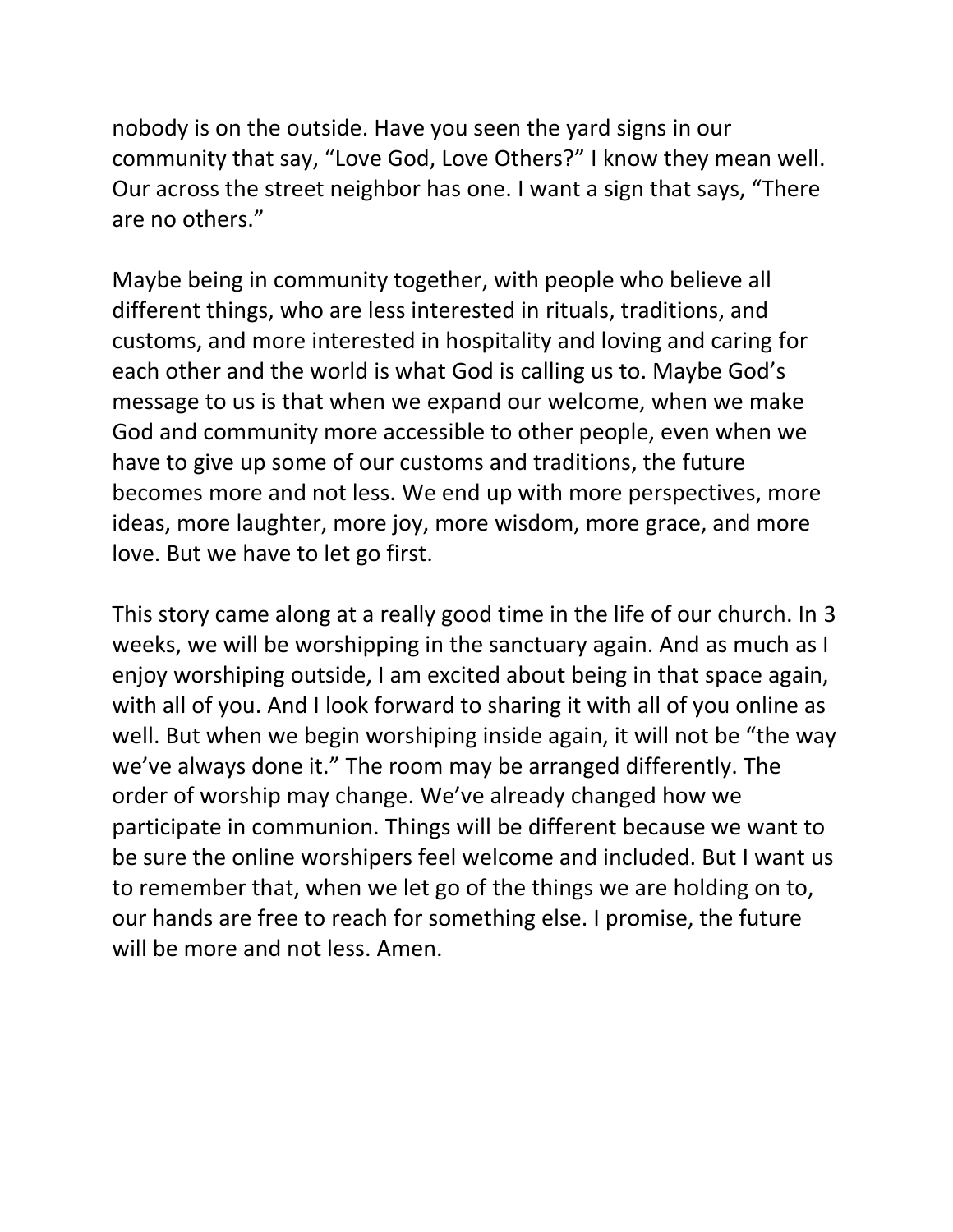nobody is on the outside. Have you seen the yard signs in our community that say, "Love God, Love Others?" I know they mean well. Our across the street neighbor has one. I want a sign that says, "There are no others."

Maybe being in community together, with people who believe all different things, who are less interested in rituals, traditions, and customs, and more interested in hospitality and loving and caring for each other and the world is what God is calling us to. Maybe God's message to us is that when we expand our welcome, when we make God and community more accessible to other people, even when we have to give up some of our customs and traditions, the future becomes more and not less. We end up with more perspectives, more ideas, more laughter, more joy, more wisdom, more grace, and more love. But we have to let go first.

This story came along at a really good time in the life of our church. In 3 weeks, we will be worshipping in the sanctuary again. And as much as I enjoy worshiping outside, I am excited about being in that space again, with all of you. And I look forward to sharing it with all of you online as well. But when we begin worshiping inside again, it will not be "the way we've always done it." The room may be arranged differently. The order of worship may change. We've already changed how we participate in communion. Things will be different because we want to be sure the online worshipers feel welcome and included. But I want us to remember that, when we let go of the things we are holding on to, our hands are free to reach for something else. I promise, the future will be more and not less. Amen.